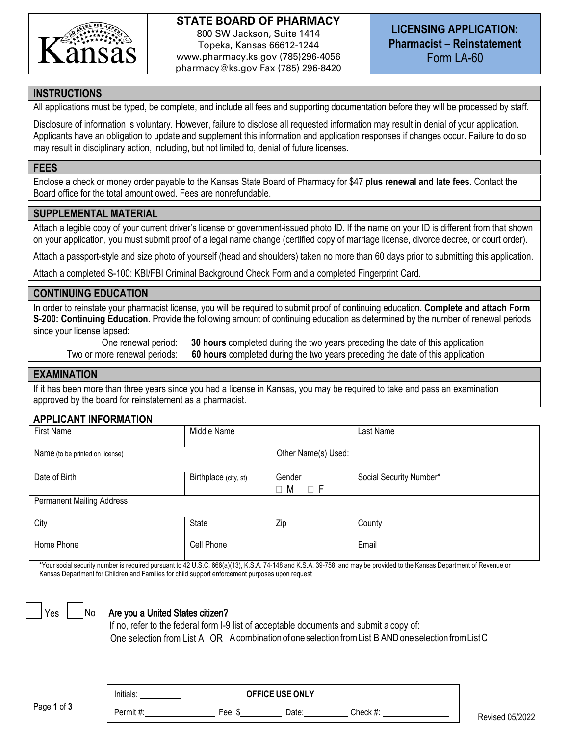Kansas

# STATE BOARD OF PHARMACY

800 SW Jackson, Suite 1414
Topeka, Kansas 66612-1244
www.pharmacy.ks.gov (785)296-4056
pharmacy@ks.gov Fax (785) 296-8420

**LICENSING APPLICATION: Pharmacist – Reinstatement**
Form LA-60

## INSTRUCTIONS

All applications must be typed, be complete, and include all fees and supporting documentation before they will be processed by staff.

Disclosure of information is voluntary. However, failure to disclose all requested information may result in denial of your application. Applicants have an obligation to update and supplement this information and application responses if changes occur. Failure to do so may result in disciplinary action, including, but not limited to, denial of future licenses.

## FEES

Enclose a check or money order payable to the Kansas State Board of Pharmacy for $47 **plus renewal and late fees**. Contact the Board office for the total amount owed. Fees are nonrefundable.

## SUPPLEMENTAL MATERIAL

Attach a legible copy of your current driver's license or government-issued photo ID. If the name on your ID is different from that shown on your application, you must submit proof of a legal name change (certified copy of marriage license, divorce decree, or court order).

Attach a passport-style and size photo of yourself (head and shoulders) taken no more than 60 days prior to submitting this application.

Attach a completed S-100: KBI/FBI Criminal Background Check Form and a completed Fingerprint Card.

## CONTINUING EDUCATION

In order to reinstate your pharmacist license, you will be required to submit proof of continuing education. **Complete and attach Form S-200: Continuing Education.** Provide the following amount of continuing education as determined by the number of renewal periods since your license lapsed:

| | |
|---|---|
| One renewal period: | **30 hours** completed during the two years preceding the date of this application |
| Two or more renewal periods: | **60 hours** completed during the two years preceding the date of this application |

## EXAMINATION

If it has been more than three years since you had a license in Kansas, you may be required to take and pass an examination approved by the board for reinstatement as a pharmacist.

## APPLICANT INFORMATION

| First Name | Middle Name | | Last Name |
|---|---|---|---|
| Name (to be printed on license) | | Other Name(s) Used: | |
| Date of Birth | Birthplace (city, st) | Gender ☐ M ☐ F | Social Security Number* |
| Permanent Mailing Address | | | |
| City | State | Zip | County |
| Home Phone | Cell Phone | | Email |

*Your social security number is required pursuant to 42 U.S.C. 666(a)(13), K.S.A. 74-148 and K.S.A. 39-758, and may be provided to the Kansas Department of Revenue or Kansas Department for Children and Families for child support enforcement purposes upon request

☐ Yes ☐ No **Are you a United States citizen?**
If no, refer to the federal form I-9 list of acceptable documents and submit a copy of:
One selection from List A OR A combination of one selection from List B AND one selection from List C

| Initials: ________ | OFFICE USE ONLY | | |
|---|---|---|---|
| Permit #: ________ | Fee: $ ________ | Date: ________ | Check #: ________ |

Revised 05/2022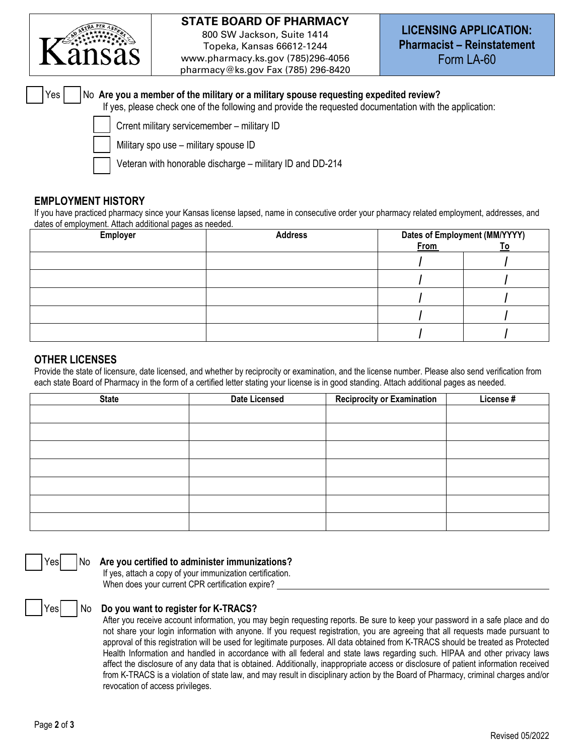**STATE BOARD OF PHARMACY**
800 SW Jackson, Suite 1414
Topeka, Kansas 66612-1244
www.pharmacy.ks.gov (785)296-4056
pharmacy@ks.gov Fax (785) 296-8420

**LICENSING APPLICATION: Pharmacist – Reinstatement**
Form LA-60

☐ Yes ☐ No **Are you a member of the military or a military spouse requesting expedited review?**
If yes, please check one of the following and provide the requested documentation with the application:

☐ Crrent military servicemember – military ID

☐ Military spo use – military spouse ID

☐ Veteran with honorable discharge – military ID and DD-214

## EMPLOYMENT HISTORY

If you have practiced pharmacy since your Kansas license lapsed, name in consecutive order your pharmacy related employment, addresses, and dates of employment. Attach additional pages as needed.

| Employer | Address | Dates of Employment (MM/YYYY) | |
|---|---|---|---|
| | | **From** | **To** |
| | | / | / |
| | | / | / |
| | | / | / |
| | | / | / |
| | | / | / |

## OTHER LICENSES

Provide the state of licensure, date licensed, and whether by reciprocity or examination, and the license number. Please also send verification from each state Board of Pharmacy in the form of a certified letter stating your license is in good standing. Attach additional pages as needed.

| State | Date Licensed | Reciprocity or Examination | License # |
|---|---|---|---|
| | | | |
| | | | |
| | | | |
| | | | |
| | | | |
| | | | |
| | | | |

☐ Yes ☐ No **Are you certified to administer immunizations?**
If yes, attach a copy of your immunization certification.
When does your current CPR certification expire? ______________________

☐ Yes ☐ No **Do you want to register for K-TRACS?**
After you receive account information, you may begin requesting reports. Be sure to keep your password in a safe place and do not share your login information with anyone. If you request registration, you are agreeing that all requests made pursuant to approval of this registration will be used for legitimate purposes. All data obtained from K-TRACS should be treated as Protected Health Information and handled in accordance with all federal and state laws regarding such. HIPAA and other privacy laws affect the disclosure of any data that is obtained. Additionally, inappropriate access or disclosure of patient information received from K-TRACS is a violation of state law, and may result in disciplinary action by the Board of Pharmacy, criminal charges and/or revocation of access privileges.

Revised 05/2022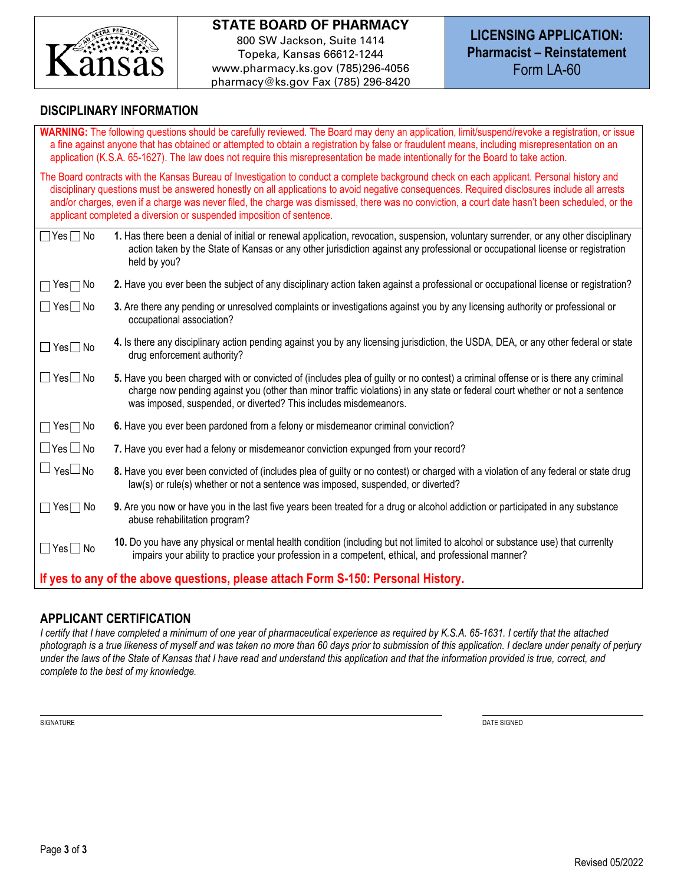**STATE BOARD OF PHARMACY**
800 SW Jackson, Suite 1414
Topeka, Kansas 66612-1244
www.pharmacy.ks.gov (785)296-4056
pharmacy@ks.gov Fax (785) 296-8420

**LICENSING APPLICATION: Pharmacist – Reinstatement**
Form LA-60

## DISCIPLINARY INFORMATION

**WARNING:** The following questions should be carefully reviewed. The Board may deny an application, limit/suspend/revoke a registration, or issue a fine against anyone that has obtained or attempted to obtain a registration by false or fraudulent means, including misrepresentation on an application (K.S.A. 65-1627). The law does not require this misrepresentation be made intentionally for the Board to take action.

The Board contracts with the Kansas Bureau of Investigation to conduct a complete background check on each applicant. Personal history and disciplinary questions must be answered honestly on all applications to avoid negative consequences. Required disclosures include all arrests and/or charges, even if a charge was never filed, the charge was dismissed, there was no conviction, a court date hasn't been scheduled, or the applicant completed a diversion or suspended imposition of sentence.

| | |
|---|---|
| ☐ Yes ☐ No | **1.** Has there been a denial of initial or renewal application, revocation, suspension, voluntary surrender, or any other disciplinary action taken by the State of Kansas or any other jurisdiction against any professional or occupational license or registration held by you? |
| ☐ Yes ☐ No | **2.** Have you ever been the subject of any disciplinary action taken against a professional or occupational license or registration? |
| ☐ Yes ☐ No | **3.** Are there any pending or unresolved complaints or investigations against you by any licensing authority or professional or occupational association? |
| ☐ Yes ☐ No | **4.** Is there any disciplinary action pending against you by any licensing jurisdiction, the USDA, DEA, or any other federal or state drug enforcement authority? |
| ☐ Yes ☐ No | **5.** Have you been charged with or convicted of (includes plea of guilty or no contest) a criminal offense or is there any criminal charge now pending against you (other than minor traffic violations) in any state or federal court whether or not a sentence was imposed, suspended, or diverted? This includes misdemeanors. |
| ☐ Yes ☐ No | **6.** Have you ever been pardoned from a felony or misdemeanor criminal conviction? |
| ☐ Yes ☐ No | **7.** Have you ever had a felony or misdemeanor conviction expunged from your record? |
| ☐ Yes ☐ No | **8.** Have you ever been convicted of (includes plea of guilty or no contest) or charged with a violation of any federal or state drug law(s) or rule(s) whether or not a sentence was imposed, suspended, or diverted? |
| ☐ Yes ☐ No | **9.** Are you now or have you in the last five years been treated for a drug or alcohol addiction or participated in any substance abuse rehabilitation program? |
| ☐ Yes ☐ No | **10.** Do you have any physical or mental health condition (including but not limited to alcohol or substance use) that currenlty impairs your ability to practice your profession in a competent, ethical, and professional manner? |

**If yes to any of the above questions, please attach Form S-150: Personal History.**

## APPLICANT CERTIFICATION

*I certify that I have completed a minimum of one year of pharmaceutical experience as required by K.S.A. 65-1631. I certify that the attached photograph is a true likeness of myself and was taken no more than 60 days prior to submission of this application. I declare under penalty of perjury under the laws of the State of Kansas that I have read and understand this application and that the information provided is true, correct, and complete to the best of my knowledge.*

SIGNATURE ______________________________

DATE SIGNED ______________________________

Revised 05/2022